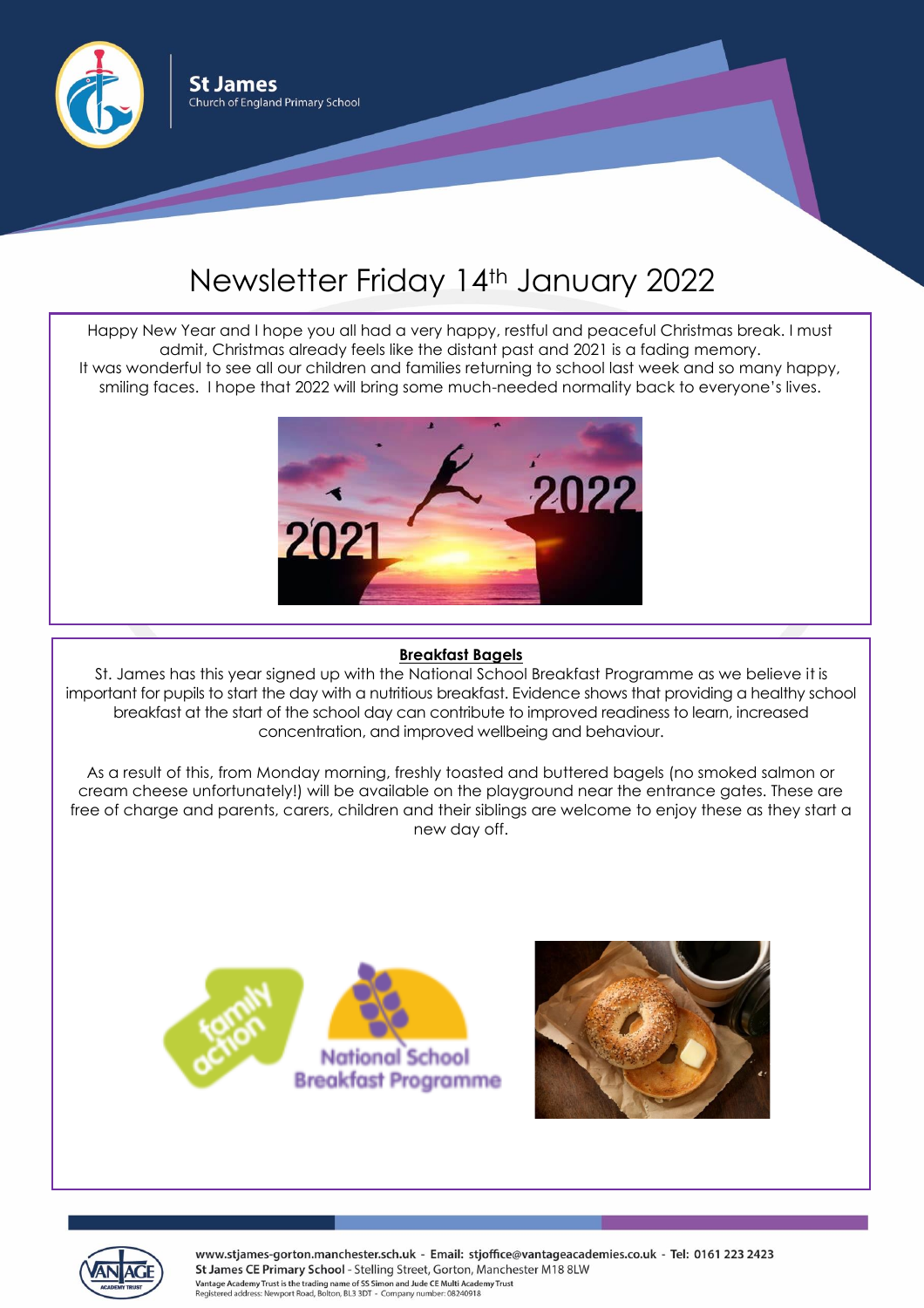# Newsletter Friday 14th January 2022

Happy New Year and I hope you all had a very happy, restful and peaceful Christmas break. I must admit, Christmas already feels like the distant past and 2021 is a fading memory.
It was wonderful to see all our children and families returning to school last week and so many happy, smiling faces. I hope that 2022 will bring some much-needed normality back to everyone's lives.

## Breakfast Bagels

St. James has this year signed up with the National School Breakfast Programme as we believe it is important for pupils to start the day with a nutritious breakfast. Evidence shows that providing a healthy school breakfast at the start of the school day can contribute to improved readiness to learn, increased concentration, and improved wellbeing and behaviour.

As a result of this, from Monday morning, freshly toasted and buttered bagels (no smoked salmon or cream cheese unfortunately!) will be available on the playground near the entrance gates. These are free of charge and parents, carers, children and their siblings are welcome to enjoy these as they start a new day off.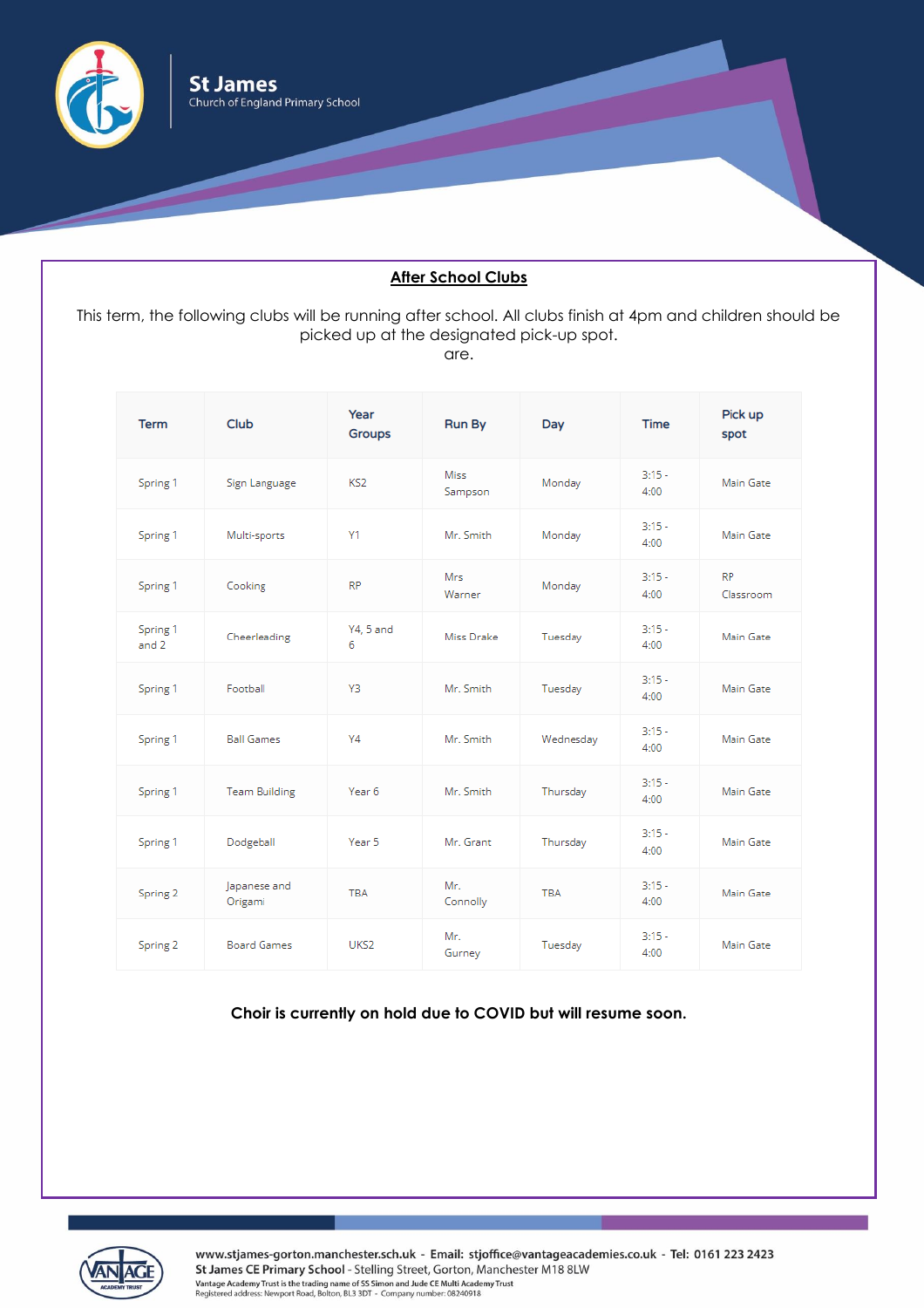St James
Church of England Primary School

## After School Clubs

This term, the following clubs will be running after school. All clubs finish at 4pm and children should be picked up at the designated pick-up spot.
are.

| Term | Club | Year Groups | Run By | Day | Time | Pick up spot |
|---|---|---|---|---|---|---|
| Spring 1 | Sign Language | KS2 | Miss Sampson | Monday | 3:15 - 4:00 | Main Gate |
| Spring 1 | Multi-sports | Y1 | Mr. Smith | Monday | 3:15 - 4:00 | Main Gate |
| Spring 1 | Cooking | RP | Mrs Warner | Monday | 3:15 - 4:00 | RP Classroom |
| Spring 1 and 2 | Cheerleading | Y4, 5 and 6 | Miss Drake | Tuesday | 3:15 - 4:00 | Main Gate |
| Spring 1 | Football | Y3 | Mr. Smith | Tuesday | 3:15 - 4:00 | Main Gate |
| Spring 1 | Ball Games | Y4 | Mr. Smith | Wednesday | 3:15 - 4:00 | Main Gate |
| Spring 1 | Team Building | Year 6 | Mr. Smith | Thursday | 3:15 - 4:00 | Main Gate |
| Spring 1 | Dodgeball | Year 5 | Mr. Grant | Thursday | 3:15 - 4:00 | Main Gate |
| Spring 2 | Japanese and Origami | TBA | Mr. Connolly | TBA | 3:15 - 4:00 | Main Gate |
| Spring 2 | Board Games | UKS2 | Mr. Gurney | Tuesday | 3:15 - 4:00 | Main Gate |

**Choir is currently on hold due to COVID but will resume soon.**

www.stjames-gorton.manchester.sch.uk - Email: stjoffice@vantageacademies.co.uk - Tel: 0161 223 2423
St James CE Primary School - Stelling Street, Gorton, Manchester M18 8LW
Vantage Academy Trust is the trading name of SS Simon and Jude CE Multi Academy Trust
Registered address: Newport Road, Bolton, BL3 3DT - Company number: 08240918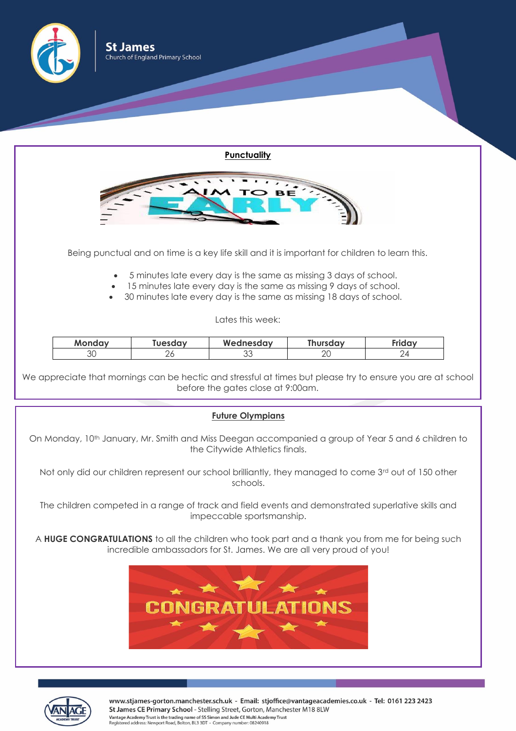## Punctuality

Being punctual and on time is a key life skill and it is important for children to learn this.

- 5 minutes late every day is the same as missing 3 days of school.
- 15 minutes late every day is the same as missing 9 days of school.
- 30 minutes late every day is the same as missing 18 days of school.

Lates this week:

| Monday | Tuesday | Wednesday | Thursday | Friday |
|---|---|---|---|---|
| 30 | 26 | 33 | 20 | 24 |

We appreciate that mornings can be hectic and stressful at times but please try to ensure you are at school before the gates close at 9:00am.

## Future Olympians

On Monday, 10th January, Mr. Smith and Miss Deegan accompanied a group of Year 5 and 6 children to the Citywide Athletics finals.

Not only did our children represent our school brilliantly, they managed to come 3rd out of 150 other schools.

The children competed in a range of track and field events and demonstrated superlative skills and impeccable sportsmanship.

A **HUGE CONGRATULATIONS** to all the children who took part and a thank you from me for being such incredible ambassadors for St. James. We are all very proud of you!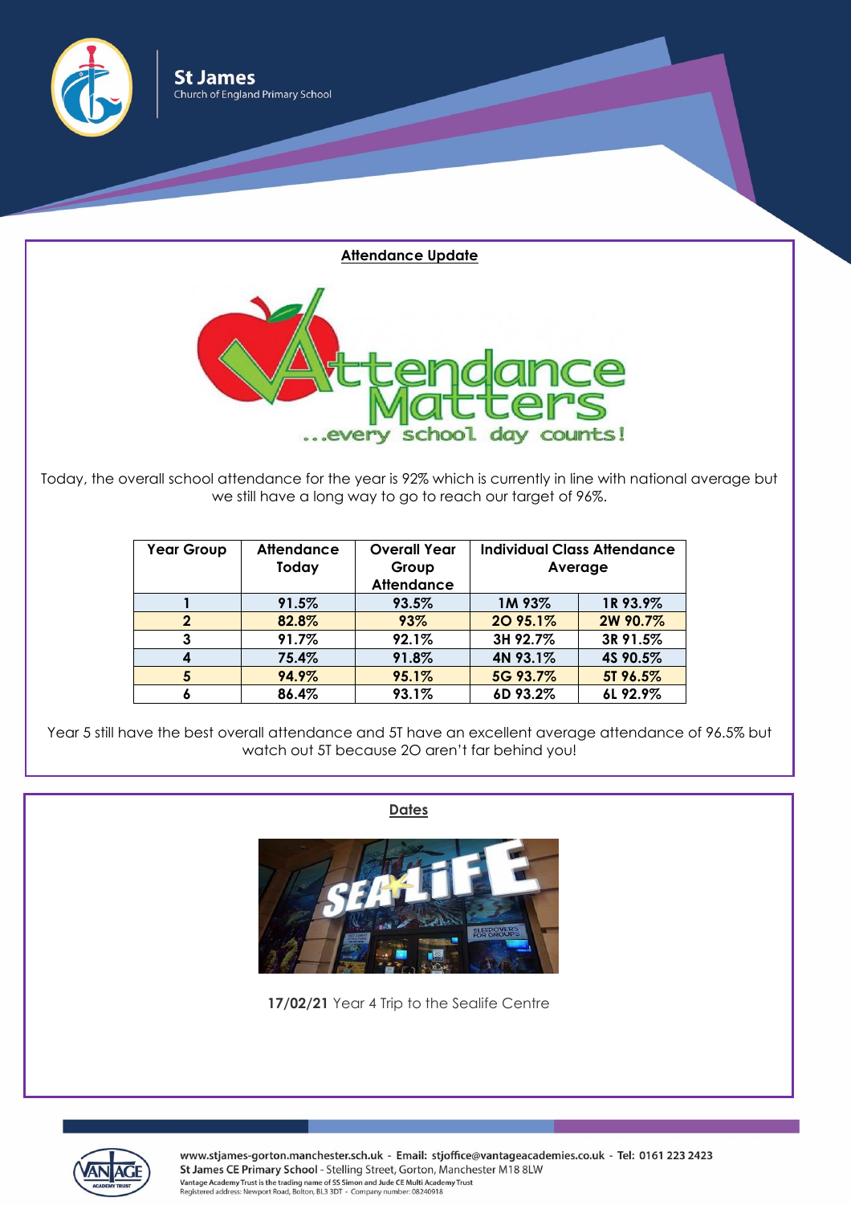## Attendance Update

Today, the overall school attendance for the year is 92% which is currently in line with national average but we still have a long way to go to reach our target of 96%.

| Year Group | Attendance Today | Overall Year Group Attendance | Individual Class Attendance Average | |
|---|---|---|---|---|
| 1 | 91.5% | 93.5% | 1M 93% | 1R 93.9% |
| 2 | 82.8% | 93% | 2O 95.1% | 2W 90.7% |
| 3 | 91.7% | 92.1% | 3H 92.7% | 3R 91.5% |
| 4 | 75.4% | 91.8% | 4N 93.1% | 4S 90.5% |
| 5 | 94.9% | 95.1% | 5G 93.7% | 5T 96.5% |
| 6 | 86.4% | 93.1% | 6D 93.2% | 6L 92.9% |

Year 5 still have the best overall attendance and 5T have an excellent average attendance of 96.5% but watch out 5T because 2O aren't far behind you!

## Dates

**17/02/21** Year 4 Trip to the Sealife Centre

www.stjames-gorton.manchester.sch.uk - Email: stjoffice@vantageacademies.co.uk - Tel: 0161 223 2423
St James CE Primary School - Stelling Street, Gorton, Manchester M18 8LW
Vantage Academy Trust is the trading name of SS Simon and Jude CE Multi Academy Trust
Registered address: Newport Road, Bolton, BL3 3DT - Company number: 08240918